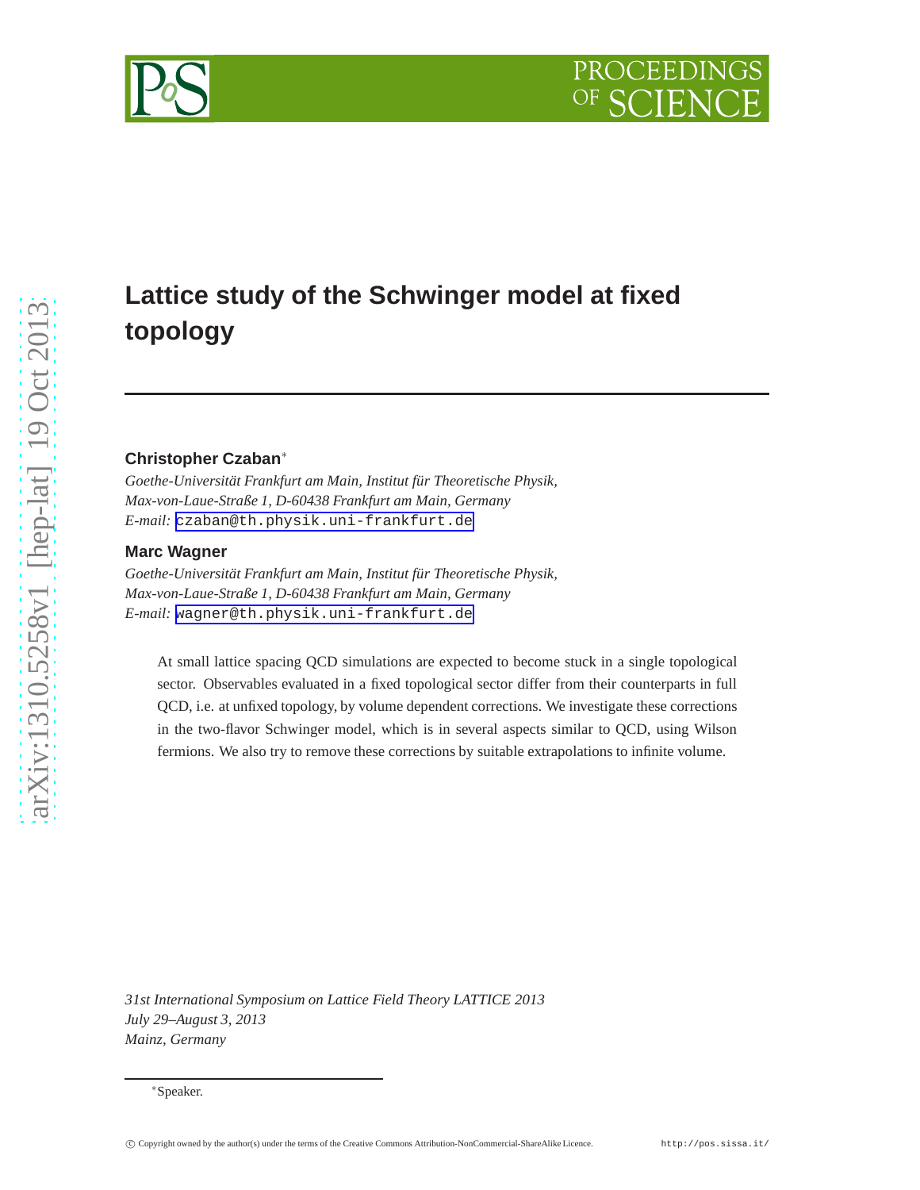# Lattice study of the Schwinger model at fixed topology

**Christopher Czaban***

*Goethe-Universität Frankfurt am Main, Institut für Theoretische Physik, Max-von-Laue-Straße 1, D-60438 Frankfurt am Main, Germany*

*E-mail:* czaban@th.physik.uni-frankfurt.de

**Marc Wagner**

*Goethe-Universität Frankfurt am Main, Institut für Theoretische Physik, Max-von-Laue-Straße 1, D-60438 Frankfurt am Main, Germany*

*E-mail:* wagner@th.physik.uni-frankfurt.de

At small lattice spacing QCD simulations are expected to become stuck in a single topological sector. Observables evaluated in a fixed topological sector differ from their counterparts in full QCD, i.e. at unfixed topology, by volume dependent corrections. We investigate these corrections in the two-flavor Schwinger model, which is in several aspects similar to QCD, using Wilson fermions. We also try to remove these corrections by suitable extrapolations to infinite volume.

*31st International Symposium on Lattice Field Theory LATTICE 2013*
*July 29–August 3, 2013*
*Mainz, Germany*

*Speaker.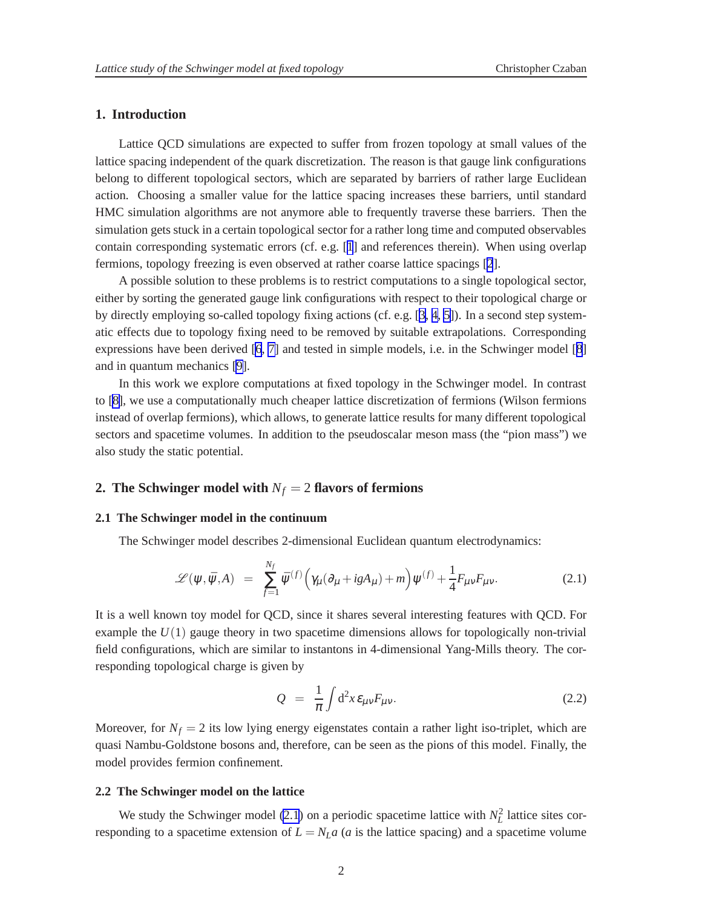## 1. Introduction

Lattice QCD simulations are expected to suffer from frozen topology at small values of the lattice spacing independent of the quark discretization. The reason is that gauge link configurations belong to different topological sectors, which are separated by barriers of rather large Euclidean action. Choosing a smaller value for the lattice spacing increases these barriers, until standard HMC simulation algorithms are not anymore able to frequently traverse these barriers. Then the simulation gets stuck in a certain topological sector for a rather long time and computed observables contain corresponding systematic errors (cf. e.g. [1] and references therein). When using overlap fermions, topology freezing is even observed at rather coarse lattice spacings [2].

A possible solution to these problems is to restrict computations to a single topological sector, either by sorting the generated gauge link configurations with respect to their topological charge or by directly employing so-called topology fixing actions (cf. e.g. [3, 4, 5]). In a second step systematic effects due to topology fixing need to be removed by suitable extrapolations. Corresponding expressions have been derived [6, 7] and tested in simple models, i.e. in the Schwinger model [8] and in quantum mechanics [9].

In this work we explore computations at fixed topology in the Schwinger model. In contrast to [8], we use a computationally much cheaper lattice discretization of fermions (Wilson fermions instead of overlap fermions), which allows, to generate lattice results for many different topological sectors and spacetime volumes. In addition to the pseudoscalar meson mass (the "pion mass") we also study the static potential.

## 2. The Schwinger model with $N_f = 2$ flavors of fermions

### 2.1 The Schwinger model in the continuum

The Schwinger model describes 2-dimensional Euclidean quantum electrodynamics:

$$\mathscr{L}(\psi, \bar{\psi}, A) \;=\; \sum_{f=1}^{N_f} \bar{\psi}^{(f)} \Big( \gamma_\mu (\partial_\mu + igA_\mu) + m \Big) \psi^{(f)} + \frac{1}{4} F_{\mu\nu} F_{\mu\nu}. \tag{2.1}$$

It is a well known toy model for QCD, since it shares several interesting features with QCD. For example the $U(1)$ gauge theory in two spacetime dimensions allows for topologically non-trivial field configurations, which are similar to instantons in 4-dimensional Yang-Mills theory. The corresponding topological charge is given by

$$Q \;=\; \frac{1}{\pi} \int d^2x \, \varepsilon_{\mu\nu} F_{\mu\nu}. \tag{2.2}$$

Moreover, for $N_f = 2$ its low lying energy eigenstates contain a rather light iso-triplet, which are quasi Nambu-Goldstone bosons and, therefore, can be seen as the pions of this model. Finally, the model provides fermion confinement.

### 2.2 The Schwinger model on the lattice

We study the Schwinger model (2.1) on a periodic spacetime lattice with $N_L^2$ lattice sites corresponding to a spacetime extension of $L = N_L a$ ($a$ is the lattice spacing) and a spacetime volume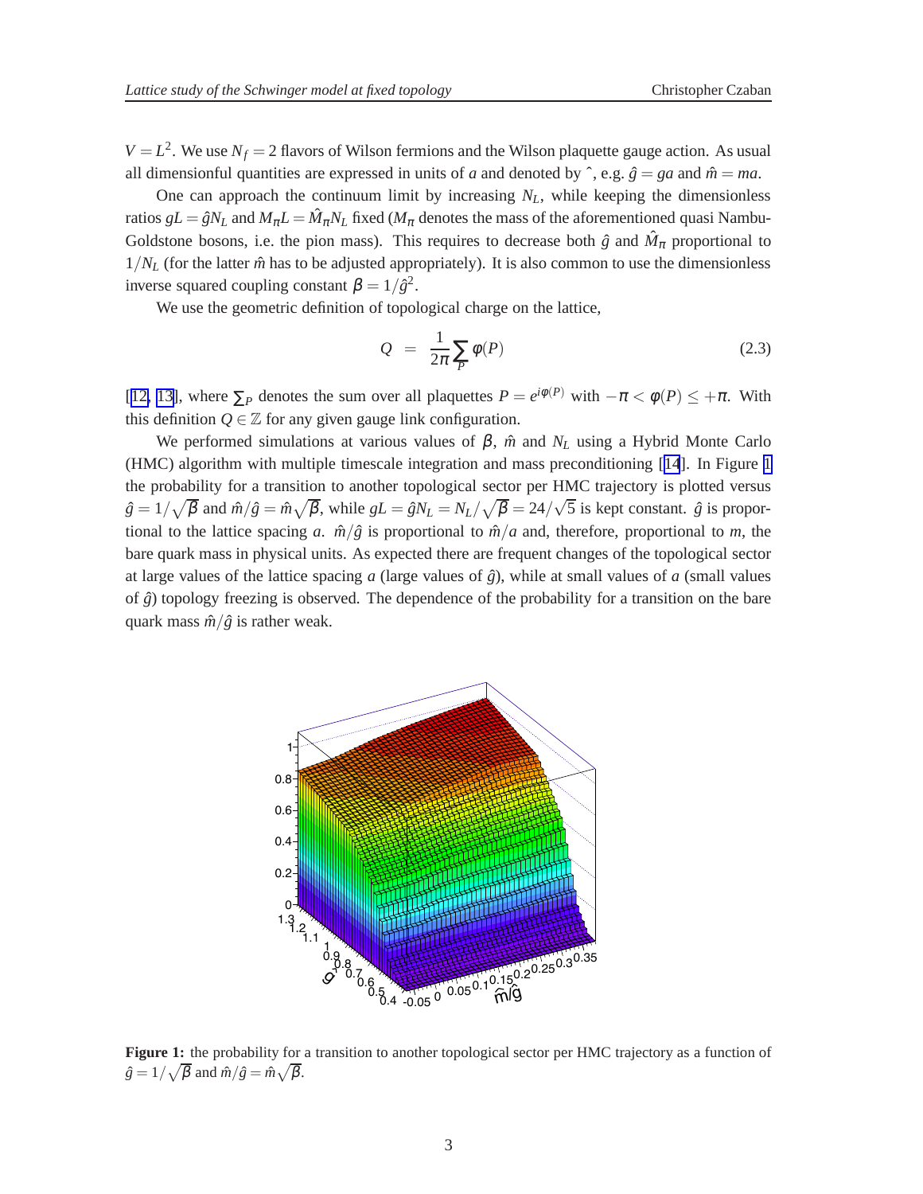$V = L^2$. We use $N_f = 2$ flavors of Wilson fermions and the Wilson plaquette gauge action. As usual all dimensionful quantities are expressed in units of $a$ and denoted by $\hat{}$, e.g. $\hat{g} = ga$ and $\hat{m} = ma$.

One can approach the continuum limit by increasing $N_L$, while keeping the dimensionless ratios $gL = \hat{g}N_L$ and $M_\pi L = \hat{M}_\pi N_L$ fixed ($M_\pi$ denotes the mass of the aforementioned quasi Nambu-Goldstone bosons, i.e. the pion mass). This requires to decrease both $\hat{g}$ and $\hat{M}_\pi$ proportional to $1/N_L$ (for the latter $\hat{m}$ has to be adjusted appropriately). It is also common to use the dimensionless inverse squared coupling constant $\beta = 1/\hat{g}^2$.

We use the geometric definition of topological charge on the lattice,

$$Q = \frac{1}{2\pi}\sum_P \varphi(P) \tag{2.3}$$

[12, 13], where $\sum_P$ denotes the sum over all plaquettes $P = e^{i\varphi(P)}$ with $-\pi < \varphi(P) \leq +\pi$. With this definition $Q \in \mathbb{Z}$ for any given gauge link configuration.

We performed simulations at various values of $\beta$, $\hat{m}$ and $N_L$ using a Hybrid Monte Carlo (HMC) algorithm with multiple timescale integration and mass preconditioning [14]. In Figure 1 the probability for a transition to another topological sector per HMC trajectory is plotted versus $\hat{g} = 1/\sqrt{\beta}$ and $\hat{m}/\hat{g} = \hat{m}\sqrt{\beta}$, while $gL = \hat{g}N_L = N_L/\sqrt{\beta} = 24/\sqrt{5}$ is kept constant. $\hat{g}$ is proportional to the lattice spacing $a$. $\hat{m}/\hat{g}$ is proportional to $\hat{m}/a$ and, therefore, proportional to $m$, the bare quark mass in physical units. As expected there are frequent changes of the topological sector at large values of the lattice spacing $a$ (large values of $\hat{g}$), while at small values of $a$ (small values of $\hat{g}$) topology freezing is observed. The dependence of the probability for a transition on the bare quark mass $\hat{m}/\hat{g}$ is rather weak.

**Figure 1:** the probability for a transition to another topological sector per HMC trajectory as a function of $\hat{g} = 1/\sqrt{\beta}$ and $\hat{m}/\hat{g} = \hat{m}\sqrt{\beta}$.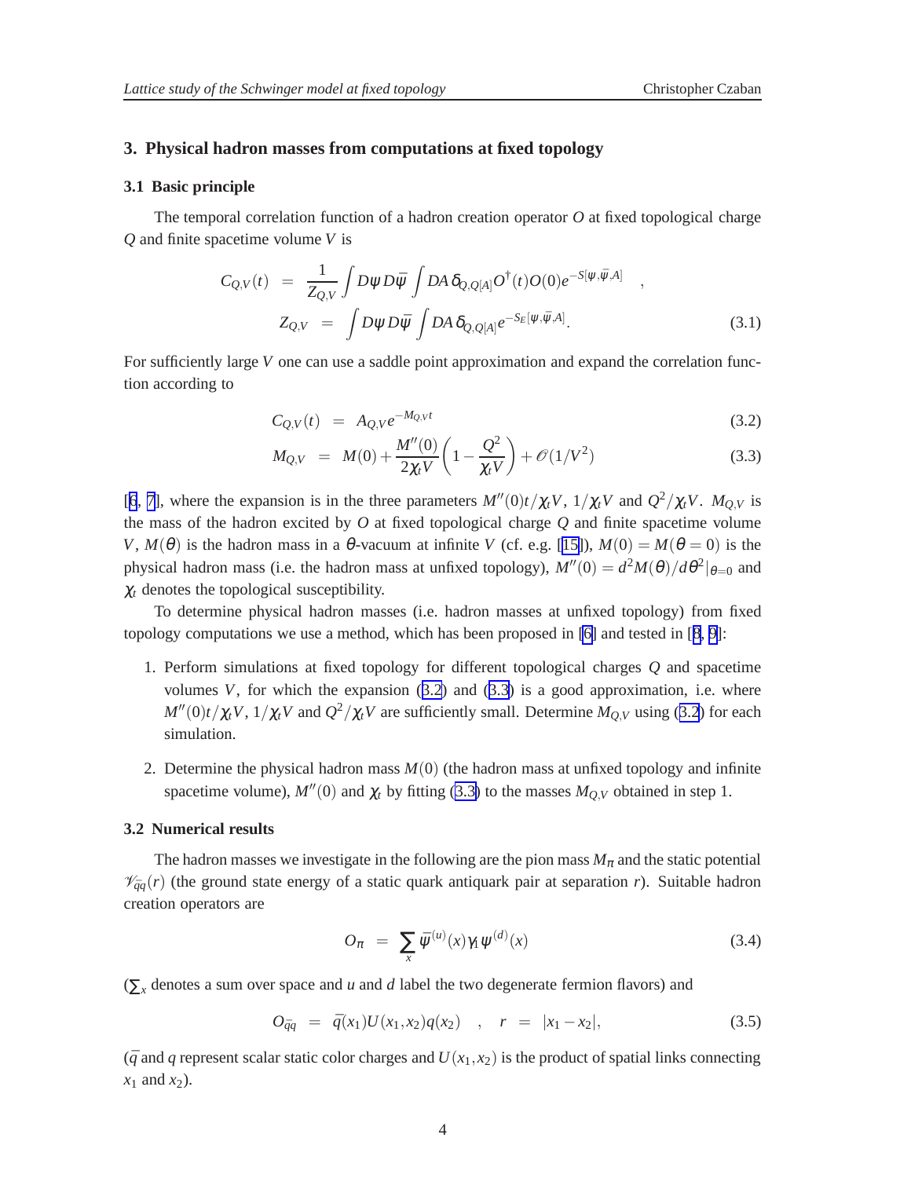## 3. Physical hadron masses from computations at fixed topology

### 3.1 Basic principle

The temporal correlation function of a hadron creation operator $O$ at fixed topological charge $Q$ and finite spacetime volume $V$ is

$$
\begin{aligned}
C_{Q,V}(t) &= \frac{1}{Z_{Q,V}} \int D\psi D\bar{\psi} \int DA\, \delta_{Q,Q[A]} O^{\dagger}(t) O(0) e^{-S[\psi,\bar{\psi},A]} \quad , \\
Z_{Q,V} &= \int D\psi D\bar{\psi} \int DA\, \delta_{Q,Q[A]} e^{-S_E[\psi,\bar{\psi},A]}.
\end{aligned} \tag{3.1}
$$

For sufficiently large $V$ one can use a saddle point approximation and expand the correlation function according to

$$
C_{Q,V}(t) = A_{Q,V} e^{-M_{Q,V} t} \tag{3.2}
$$

$$
M_{Q,V} = M(0) + \frac{M''(0)}{2\chi_t V}\left(1 - \frac{Q^2}{\chi_t V}\right) + \mathcal{O}(1/V^2) \tag{3.3}
$$

[6, 7], where the expansion is in the three parameters $M''(0)t/\chi_t V$, $1/\chi_t V$ and $Q^2/\chi_t V$. $M_{Q,V}$ is the mass of the hadron excited by $O$ at fixed topological charge $Q$ and finite spacetime volume $V$, $M(\theta)$ is the hadron mass in a $\theta$-vacuum at infinite $V$ (cf. e.g. [15]), $M(0) = M(\theta = 0)$ is the physical hadron mass (i.e. the hadron mass at unfixed topology), $M''(0) = d^2M(\theta)/d\theta^2|_{\theta=0}$ and $\chi_t$ denotes the topological susceptibility.

To determine physical hadron masses (i.e. hadron masses at unfixed topology) from fixed topology computations we use a method, which has been proposed in [6] and tested in [8, 9]:

1. Perform simulations at fixed topology for different topological charges $Q$ and spacetime volumes $V$, for which the expansion (3.2) and (3.3) is a good approximation, i.e. where $M''(0)t/\chi_t V$, $1/\chi_t V$ and $Q^2/\chi_t V$ are sufficiently small. Determine $M_{Q,V}$ using (3.2) for each simulation.

2. Determine the physical hadron mass $M(0)$ (the hadron mass at unfixed topology and infinite spacetime volume), $M''(0)$ and $\chi_t$ by fitting (3.3) to the masses $M_{Q,V}$ obtained in step 1.

### 3.2 Numerical results

The hadron masses we investigate in the following are the pion mass $M_\pi$ and the static potential $\mathcal{V}_{\bar{q}q}(r)$ (the ground state energy of a static quark antiquark pair at separation $r$). Suitable hadron creation operators are

$$
O_\pi = \sum_x \bar{\psi}^{(u)}(x)\gamma_1\psi^{(d)}(x) \tag{3.4}
$$

($\sum_x$ denotes a sum over space and $u$ and $d$ label the two degenerate fermion flavors) and

$$
O_{\bar{q}q} = \bar{q}(x_1)U(x_1,x_2)q(x_2) \quad , \quad r = |x_1 - x_2|, \tag{3.5}
$$

($\bar{q}$ and $q$ represent scalar static color charges and $U(x_1,x_2)$ is the product of spatial links connecting $x_1$ and $x_2$).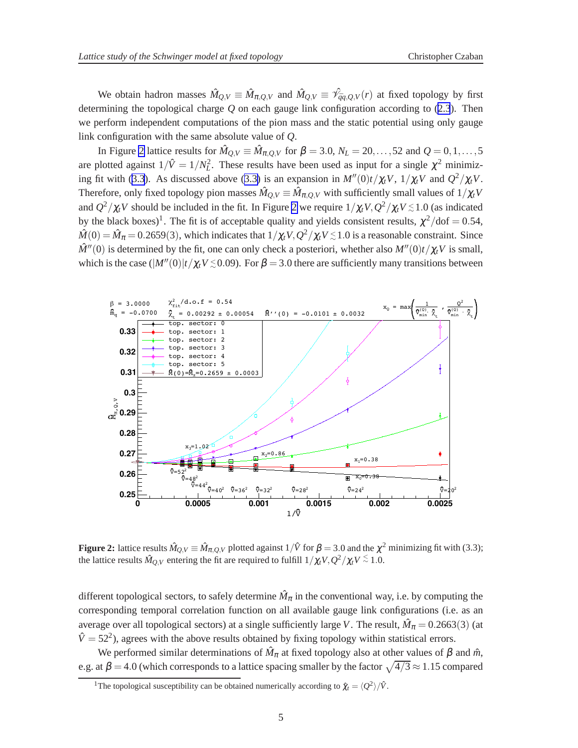We obtain hadron masses $\hat{M}_{Q,V} \equiv \hat{M}_{\pi,Q,V}$ and $\hat{M}_{Q,V} \equiv \hat{\mathcal{V}}_{\bar{q}q,Q,V}(r)$ at fixed topology by first determining the topological charge $Q$ on each gauge link configuration according to (2.3). Then we perform independent computations of the pion mass and the static potential using only gauge link configuration with the same absolute value of $Q$.

In Figure 2 lattice results for $\hat{M}_{Q,V} \equiv \hat{M}_{\pi,Q,V}$ for $\beta = 3.0$, $N_L = 20, \ldots, 52$ and $Q = 0, 1, \ldots, 5$ are plotted against $1/\hat{V} = 1/N_L^2$. These results have been used as input for a single $\chi^2$ minimizing fit with (3.3). As discussed above (3.3) is an expansion in $M''(0)t/\chi_t V$, $1/\chi_t V$ and $Q^2/\chi_t V$. Therefore, only fixed topology pion masses $\hat{M}_{Q,V} \equiv \hat{M}_{\pi,Q,V}$ with sufficiently small values of $1/\chi_t V$ and $Q^2/\chi_t V$ should be included in the fit. In Figure 2 we require $1/\chi_t V, Q^2/\chi_t V \lesssim 1.0$ (as indicated by the black boxes)[1]. The fit is of acceptable quality and yields consistent results, $\chi^2/\text{dof} = 0.54$, $\hat{M}(0) = \hat{M}_\pi = 0.2659(3)$, which indicates that $1/\chi_t V, Q^2/\chi_t V \lesssim 1.0$ is a reasonable constraint. Since $\hat{M}''(0)$ is determined by the fit, one can only check a posteriori, whether also $M''(0)t/\chi_t V$ is small, which is the case ($|M''(0)|t/\chi_t V \lesssim 0.09$). For $\beta = 3.0$ there are sufficiently many transitions between

**Figure 2:** lattice results $\hat{M}_{Q,V} \equiv \hat{M}_{\pi,Q,V}$ plotted against $1/\hat{V}$ for $\beta = 3.0$ and the $\chi^2$ minimizing fit with (3.3); the lattice results $\hat{M}_{Q,V}$ entering the fit are required to fulfill $1/\chi_t V, Q^2/\chi_t V \lesssim 1.0$.

different topological sectors, to safely determine $\hat{M}_\pi$ in the conventional way, i.e. by computing the corresponding temporal correlation function on all available gauge link configurations (i.e. as an average over all topological sectors) at a single sufficiently large $V$. The result, $\hat{M}_\pi = 0.2663(3)$ (at $\hat{V} = 52^2$), agrees with the above results obtained by fixing topology within statistical errors.

We performed similar determinations of $\hat{M}_\pi$ at fixed topology also at other values of $\beta$ and $\hat{m}$, e.g. at $\beta = 4.0$ (which corresponds to a lattice spacing smaller by the factor $\sqrt{4/3} \approx 1.15$ compared

[1] The topological susceptibility can be obtained numerically according to $\hat{\chi}_t = \langle Q^2 \rangle / \hat{V}$.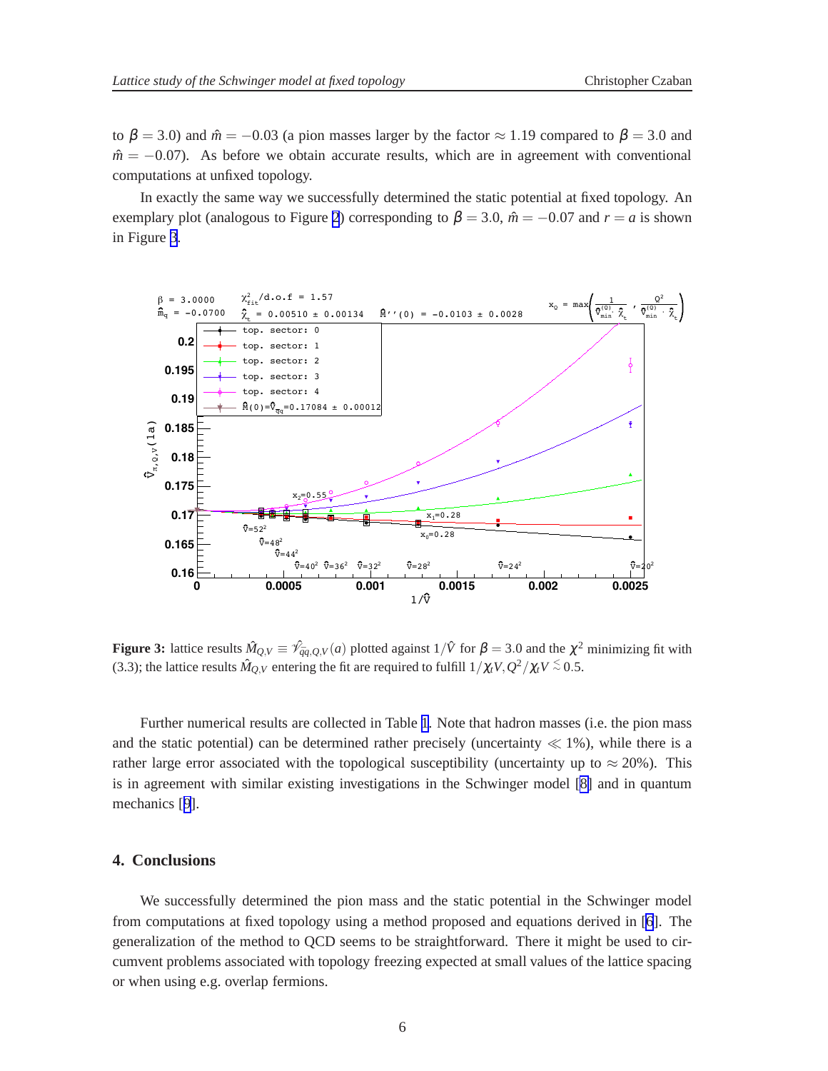to $\beta = 3.0$) and $\hat{m} = -0.03$ (a pion masses larger by the factor $\approx 1.19$ compared to $\beta = 3.0$ and $\hat{m} = -0.07$). As before we obtain accurate results, which are in agreement with conventional computations at unfixed topology.

In exactly the same way we successfully determined the static potential at fixed topology. An exemplary plot (analogous to Figure 2) corresponding to $\beta = 3.0$, $\hat{m} = -0.07$ and $r = a$ is shown in Figure 3.

**Figure 3:** lattice results $\hat{M}_{Q,V} \equiv \hat{\mathcal{V}}_{\bar{q}q,Q,V}(a)$ plotted against $1/\hat{V}$ for $\beta = 3.0$ and the $\chi^2$ minimizing fit with (3.3); the lattice results $\hat{M}_{Q,V}$ entering the fit are required to fulfill $1/\chi_t V, Q^2/\chi_t V \lessapprox 0.5$.

Further numerical results are collected in Table 1. Note that hadron masses (i.e. the pion mass and the static potential) can be determined rather precisely (uncertainty $\ll 1\%$), while there is a rather large error associated with the topological susceptibility (uncertainty up to $\approx 20\%$). This is in agreement with similar existing investigations in the Schwinger model [8] and in quantum mechanics [9].

## 4. Conclusions

We successfully determined the pion mass and the static potential in the Schwinger model from computations at fixed topology using a method proposed and equations derived in [6]. The generalization of the method to QCD seems to be straightforward. There it might be used to circumvent problems associated with topology freezing expected at small values of the lattice spacing or when using e.g. overlap fermions.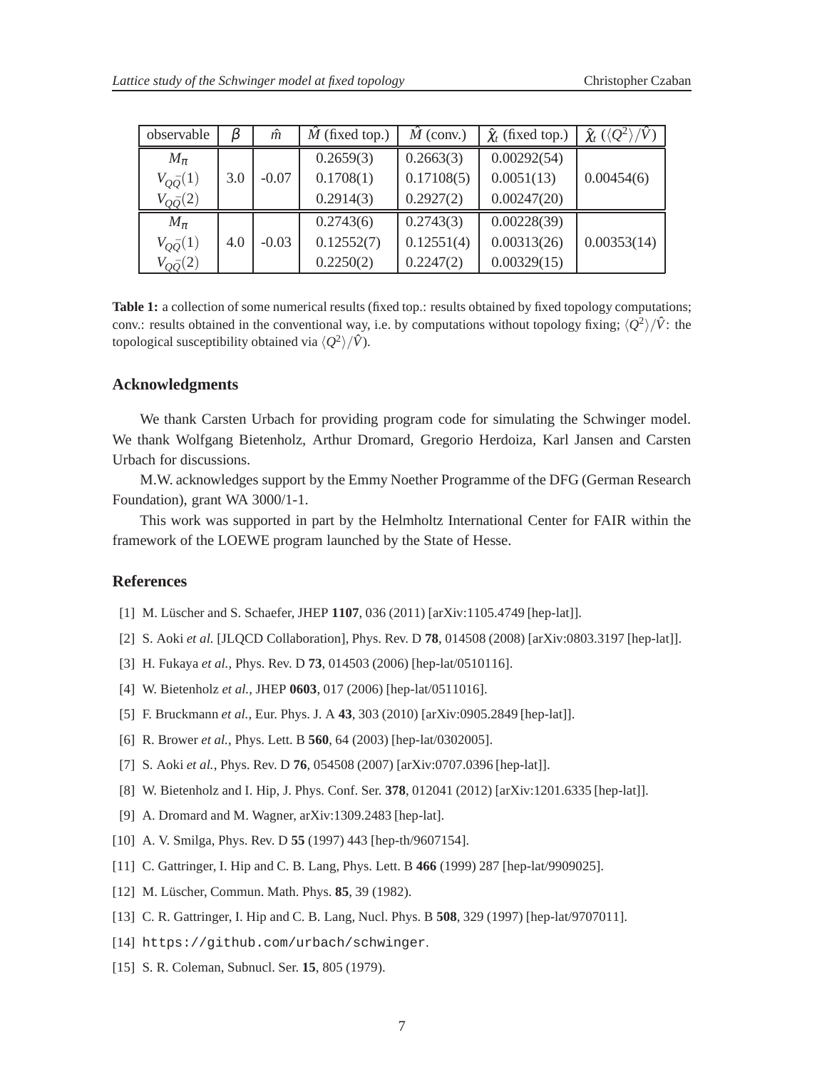| observable | $\beta$ | $\hat{m}$ | $\hat{M}$ (fixed top.) | $\hat{M}$ (conv.) | $\hat{\chi}_t$ (fixed top.) | $\hat{\chi}_t$ ($\langle Q^2\rangle/\hat{V}$) |
|---|---|---|---|---|---|---|
| $M_\pi$ | 3.0 | -0.07 | 0.2659(3) | 0.2663(3) | 0.00292(54) | 0.00454(6) |
| $V_{Q\bar{Q}}(1)$ | | | 0.1708(1) | 0.17108(5) | 0.0051(13) | |
| $V_{Q\bar{Q}}(2)$ | | | 0.2914(3) | 0.2927(2) | 0.00247(20) | |
| $M_\pi$ | 4.0 | -0.03 | 0.2743(6) | 0.2743(3) | 0.00228(39) | 0.00353(14) |
| $V_{Q\bar{Q}}(1)$ | | | 0.12552(7) | 0.12551(4) | 0.00313(26) | |
| $V_{Q\bar{Q}}(2)$ | | | 0.2250(2) | 0.2247(2) | 0.00329(15) | |

**Table 1:** a collection of some numerical results (fixed top.: results obtained by fixed topology computations; conv.: results obtained in the conventional way, i.e. by computations without topology fixing; $\langle Q^2\rangle/\hat{V}$: the topological susceptibility obtained via $\langle Q^2\rangle/\hat{V}$).

## Acknowledgments

We thank Carsten Urbach for providing program code for simulating the Schwinger model. We thank Wolfgang Bietenholz, Arthur Dromard, Gregorio Herdoiza, Karl Jansen and Carsten Urbach for discussions.

M.W. acknowledges support by the Emmy Noether Programme of the DFG (German Research Foundation), grant WA 3000/1-1.

This work was supported in part by the Helmholtz International Center for FAIR within the framework of the LOEWE program launched by the State of Hesse.

## References

[1] M. Lüscher and S. Schaefer, JHEP **1107**, 036 (2011) [arXiv:1105.4749 [hep-lat]].

[2] S. Aoki *et al.* [JLQCD Collaboration], Phys. Rev. D **78**, 014508 (2008) [arXiv:0803.3197 [hep-lat]].

[3] H. Fukaya *et al.*, Phys. Rev. D **73**, 014503 (2006) [hep-lat/0510116].

[4] W. Bietenholz *et al.*, JHEP **0603**, 017 (2006) [hep-lat/0511016].

[5] F. Bruckmann *et al.*, Eur. Phys. J. A **43**, 303 (2010) [arXiv:0905.2849 [hep-lat]].

[6] R. Brower *et al.*, Phys. Lett. B **560**, 64 (2003) [hep-lat/0302005].

[7] S. Aoki *et al.*, Phys. Rev. D **76**, 054508 (2007) [arXiv:0707.0396 [hep-lat]].

[8] W. Bietenholz and I. Hip, J. Phys. Conf. Ser. **378**, 012041 (2012) [arXiv:1201.6335 [hep-lat]].

[9] A. Dromard and M. Wagner, arXiv:1309.2483 [hep-lat].

[10] A. V. Smilga, Phys. Rev. D **55** (1997) 443 [hep-th/9607154].

[11] C. Gattringer, I. Hip and C. B. Lang, Phys. Lett. B **466** (1999) 287 [hep-lat/9909025].

[12] M. Lüscher, Commun. Math. Phys. **85**, 39 (1982).

[13] C. R. Gattringer, I. Hip and C. B. Lang, Nucl. Phys. B **508**, 329 (1997) [hep-lat/9707011].

[14] `https://github.com/urbach/schwinger`.

[15] S. R. Coleman, Subnucl. Ser. **15**, 805 (1979).